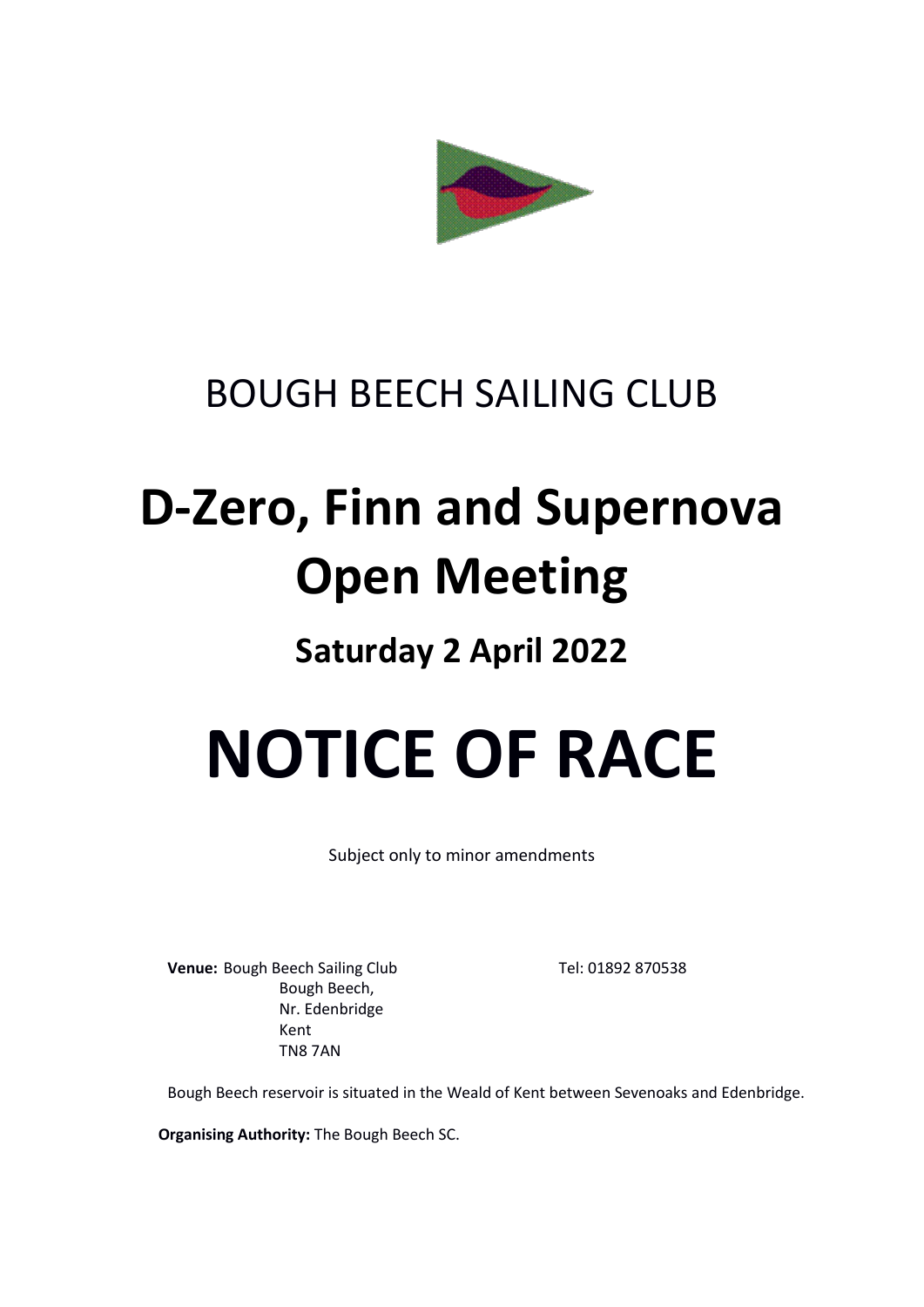BOUGH BEECH SAILING CLUB

# D-Zero, Finn and Supernova Open Meeting

## Saturday 2 April 2022

# NOTICE OF RACE

Subject only to minor amendments

**Venue:** Bough Beech Sailing Club
Bough Beech,
Nr. Edenbridge
Kent
TN8 7AN

Tel: 01892 870538

Bough Beech reservoir is situated in the Weald of Kent between Sevenoaks and Edenbridge.

**Organising Authority:** The Bough Beech SC.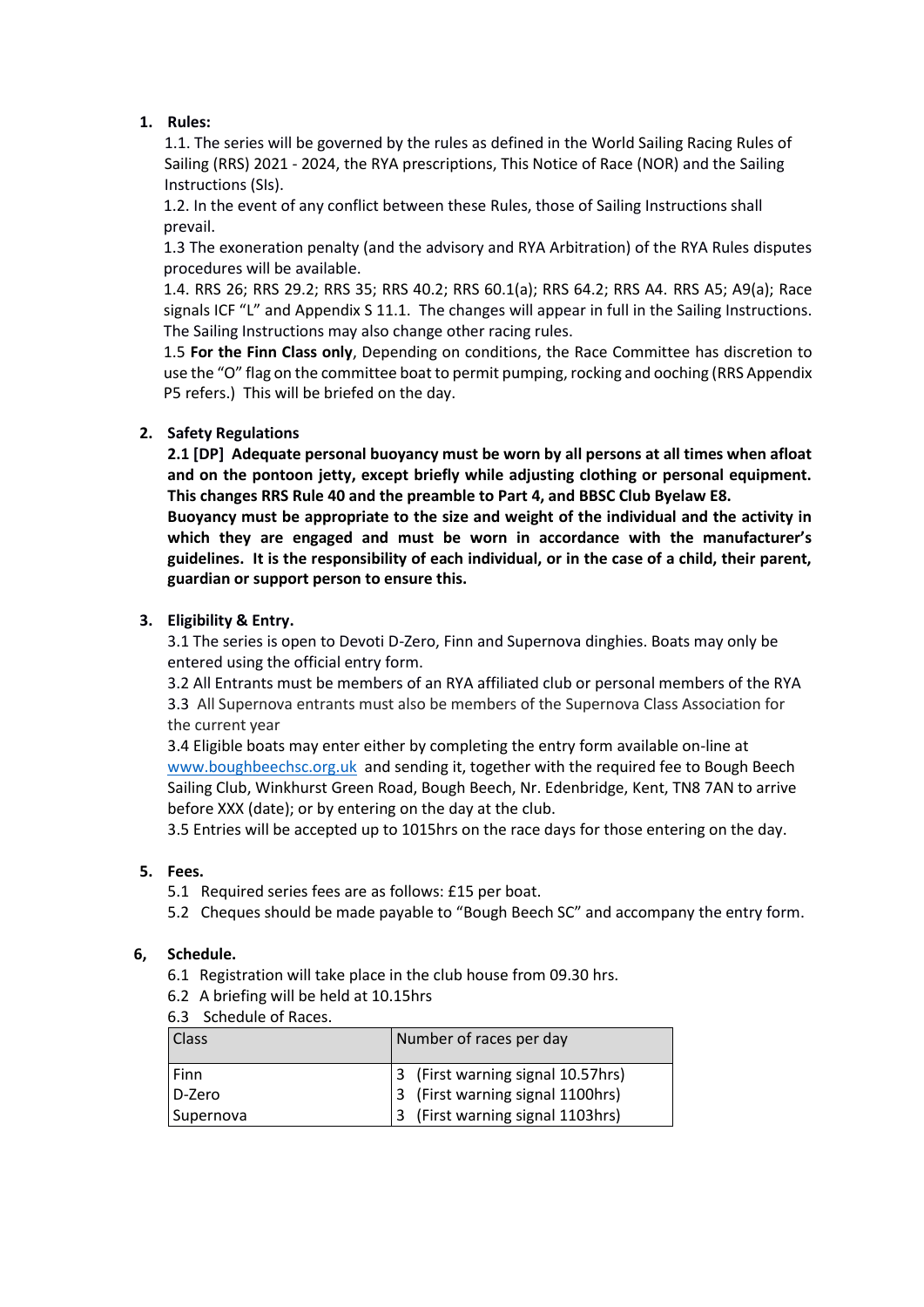1. **Rules:**

   1.1. The series will be governed by the rules as defined in the World Sailing Racing Rules of Sailing (RRS) 2021 - 2024, the RYA prescriptions, This Notice of Race (NOR) and the Sailing Instructions (SIs).
   1.2. In the event of any conflict between these Rules, those of Sailing Instructions shall prevail.
   1.3 The exoneration penalty (and the advisory and RYA Arbitration) of the RYA Rules disputes procedures will be available.
   1.4. RRS 26; RRS 29.2; RRS 35; RRS 40.2; RRS 60.1(a); RRS 64.2; RRS A4. RRS A5; A9(a); Race signals ICF "L" and Appendix S 11.1. The changes will appear in full in the Sailing Instructions. The Sailing Instructions may also change other racing rules.
   1.5 **For the Finn Class only**, Depending on conditions, the Race Committee has discretion to use the "O" flag on the committee boat to permit pumping, rocking and ooching (RRS Appendix P5 refers.) This will be briefed on the day.

2. **Safety Regulations**

   **2.1 [DP] Adequate personal buoyancy must be worn by all persons at all times when afloat and on the pontoon jetty, except briefly while adjusting clothing or personal equipment. This changes RRS Rule 40 and the preamble to Part 4, and BBSC Club Byelaw E8.**
   **Buoyancy must be appropriate to the size and weight of the individual and the activity in which they are engaged and must be worn in accordance with the manufacturer's guidelines. It is the responsibility of each individual, or in the case of a child, their parent, guardian or support person to ensure this.**

3. **Eligibility & Entry.**

   3.1 The series is open to Devoti D-Zero, Finn and Supernova dinghies. Boats may only be entered using the official entry form.
   3.2 All Entrants must be members of an RYA affiliated club or personal members of the RYA
   3.3 All Supernova entrants must also be members of the Supernova Class Association for the current year
   3.4 Eligible boats may enter either by completing the entry form available on-line at www.boughbeechsc.org.uk and sending it, together with the required fee to Bough Beech Sailing Club, Winkhurst Green Road, Bough Beech, Nr. Edenbridge, Kent, TN8 7AN to arrive before XXX (date); or by entering on the day at the club.
   3.5 Entries will be accepted up to 1015hrs on the race days for those entering on the day.

5. **Fees.**

   5.1 Required series fees are as follows: £15 per boat.
   5.2 Cheques should be made payable to "Bough Beech SC" and accompany the entry form.

6, **Schedule.**

   6.1 Registration will take place in the club house from 09.30 hrs.
   6.2 A briefing will be held at 10.15hrs
   6.3 Schedule of Races.

| Class | Number of races per day |
|---|---|
| Finn | 3 (First warning signal 10.57hrs) |
| D-Zero | 3 (First warning signal 1100hrs) |
| Supernova | 3 (First warning signal 1103hrs) |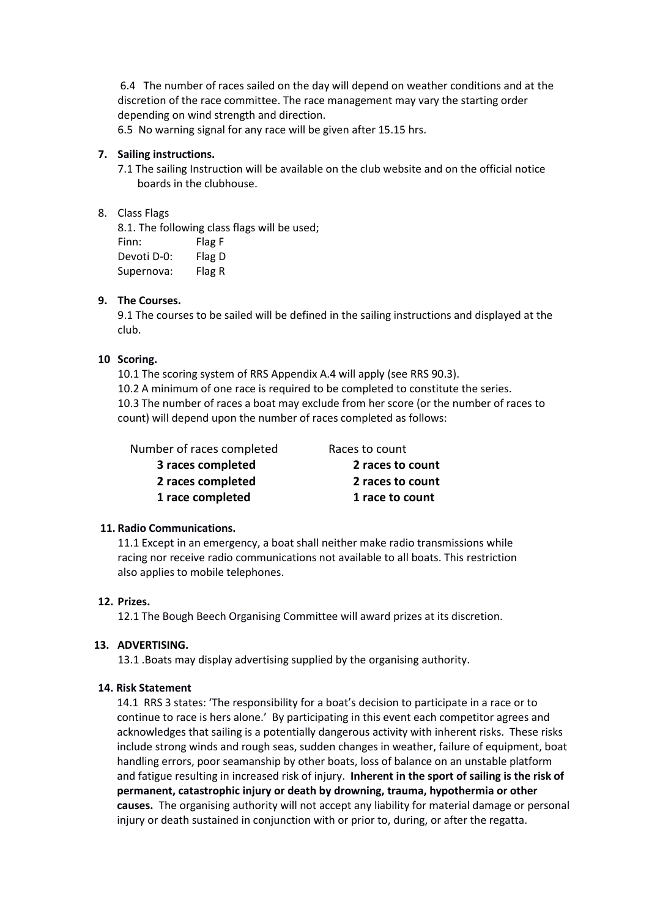6.4 The number of races sailed on the day will depend on weather conditions and at the discretion of the race committee. The race management may vary the starting order depending on wind strength and direction.

6.5 No warning signal for any race will be given after 15.15 hrs.

## 7. Sailing instructions.

7.1 The sailing Instruction will be available on the club website and on the official notice boards in the clubhouse.

## 8. Class Flags

8.1. The following class flags will be used;

| | |
|---|---|
| Finn: | Flag F |
| Devoti D-0: | Flag D |
| Supernova: | Flag R |

## 9. The Courses.

9.1 The courses to be sailed will be defined in the sailing instructions and displayed at the club.

## 10 Scoring.

10.1 The scoring system of RRS Appendix A.4 will apply (see RRS 90.3).

10.2 A minimum of one race is required to be completed to constitute the series.

10.3 The number of races a boat may exclude from her score (or the number of races to count) will depend upon the number of races completed as follows:

| Number of races completed | Races to count |
|---|---|
| **3 races completed** | **2 races to count** |
| **2 races completed** | **2 races to count** |
| **1 race completed** | **1 race to count** |

## 11. Radio Communications.

11.1 Except in an emergency, a boat shall neither make radio transmissions while racing nor receive radio communications not available to all boats. This restriction also applies to mobile telephones.

## 12. Prizes.

12.1 The Bough Beech Organising Committee will award prizes at its discretion.

## 13. ADVERTISING.

13.1 .Boats may display advertising supplied by the organising authority.

## 14. Risk Statement

14.1 RRS 3 states: 'The responsibility for a boat's decision to participate in a race or to continue to race is hers alone.' By participating in this event each competitor agrees and acknowledges that sailing is a potentially dangerous activity with inherent risks. These risks include strong winds and rough seas, sudden changes in weather, failure of equipment, boat handling errors, poor seamanship by other boats, loss of balance on an unstable platform and fatigue resulting in increased risk of injury. **Inherent in the sport of sailing is the risk of permanent, catastrophic injury or death by drowning, trauma, hypothermia or other causes.** The organising authority will not accept any liability for material damage or personal injury or death sustained in conjunction with or prior to, during, or after the regatta.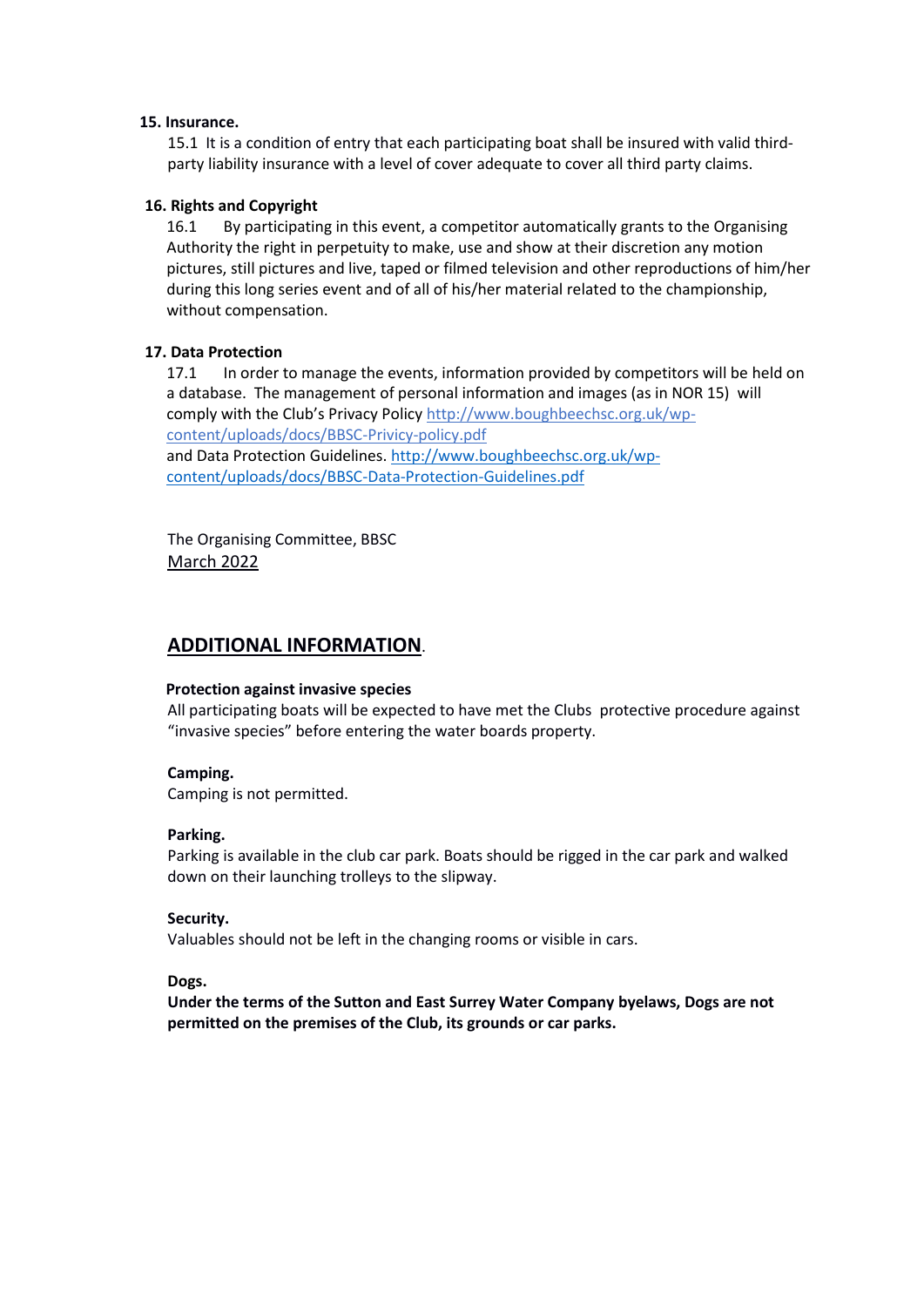**15. Insurance.**

15.1 It is a condition of entry that each participating boat shall be insured with valid third-party liability insurance with a level of cover adequate to cover all third party claims.

**16. Rights and Copyright**

16.1 By participating in this event, a competitor automatically grants to the Organising Authority the right in perpetuity to make, use and show at their discretion any motion pictures, still pictures and live, taped or filmed television and other reproductions of him/her during this long series event and of all of his/her material related to the championship, without compensation.

**17. Data Protection**

17.1 In order to manage the events, information provided by competitors will be held on a database. The management of personal information and images (as in NOR 15) will comply with the Club's Privacy Policy http://www.boughbeechsc.org.uk/wp-content/uploads/docs/BBSC-Privicy-policy.pdf
and Data Protection Guidelines. http://www.boughbeechsc.org.uk/wp-content/uploads/docs/BBSC-Data-Protection-Guidelines.pdf

The Organising Committee, BBSC
March 2022

## ADDITIONAL INFORMATION.

**Protection against invasive species**

All participating boats will be expected to have met the Clubs protective procedure against "invasive species" before entering the water boards property.

**Camping.**

Camping is not permitted.

**Parking.**

Parking is available in the club car park. Boats should be rigged in the car park and walked down on their launching trolleys to the slipway.

**Security.**

Valuables should not be left in the changing rooms or visible in cars.

**Dogs.**

**Under the terms of the Sutton and East Surrey Water Company byelaws, Dogs are not permitted on the premises of the Club, its grounds or car parks.**